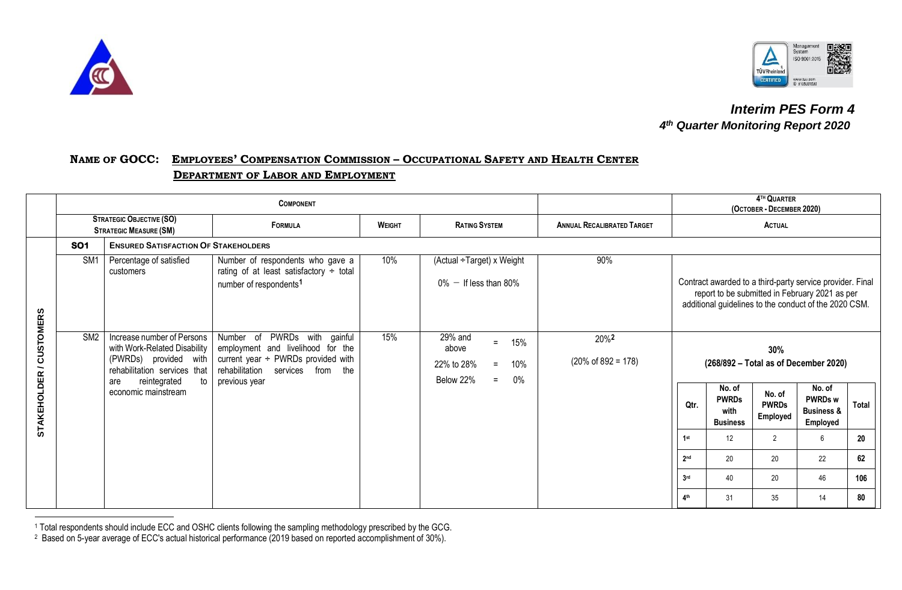*Interim PES Form 4*
*4th Quarter Monitoring Report 2020*

**NAME OF GOCC: EMPLOYEES' COMPENSATION COMMISSION – OCCUPATIONAL SAFETY AND HEALTH CENTER DEPARTMENT OF LABOR AND EMPLOYMENT**

| | COMPONENT | | | | | | 4TH QUARTER (OCTOBER - DECEMBER 2020) |
|---|---|---|---|---|---|---|---|
| | STRATEGIC OBJECTIVE (SO) STRATEGIC MEASURE (SM) | | FORMULA | WEIGHT | RATING SYSTEM | ANNUAL RECALIBRATED TARGET | ACTUAL |
| STAKEHOLDER / CUSTOMERS | SO1 | ENSURED SATISFACTION OF STAKEHOLDERS | | | | | |
| | SM1 | Percentage of satisfied customers | Number of respondents who gave a rating of at least satisfactory ÷ total number of respondents[1] | 10% | (Actual ÷Target) x Weight<br>0% – If less than 80% | 90% | Contract awarded to a third-party service provider. Final report to be submitted in February 2021 as per additional guidelines to the conduct of the 2020 CSM. |
| | SM2 | Increase number of Persons with Work-Related Disability (PWRDs) provided with rehabilitation services that are reintegrated to economic mainstream | Number of PWRDs with gainful employment and livelihood for the current year ÷ PWRDs provided with rehabilitation services from the previous year | 15% | 29% and above = 15%<br>22% to 28% = 10%<br>Below 22% = 0% | 20%[2]<br>(20% of 892 = 178) | **30%**<br>**(268/892 – Total as of December 2020)** |

SM2 Actual breakdown:

| Qtr. | No. of PWRDs with Business | No. of PWRDs Employed | No. of PWRDs w Business & Employed | Total |
|---|---|---|---|---|
| 1st | 12 | 2 | 6 | **20** |
| 2nd | 20 | 20 | 22 | **62** |
| 3rd | 40 | 20 | 46 | **106** |
| 4th | 31 | 35 | 14 | **80** |

[1] Total respondents should include ECC and OSHC clients following the sampling methodology prescribed by the GCG.

[2] Based on 5-year average of ECC's actual historical performance (2019 based on reported accomplishment of 30%).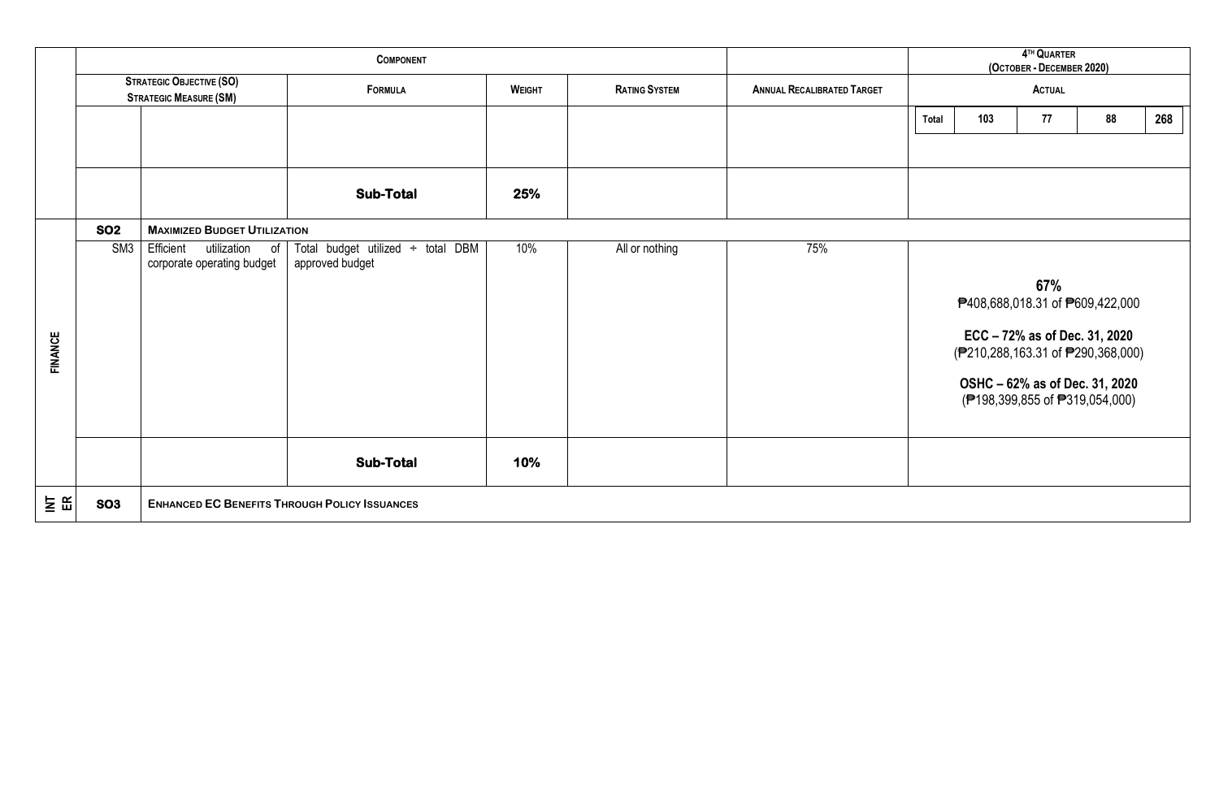| | Component | | | | | | 4th Quarter (October - December 2020) |
|---|---|---|---|---|---|---|---|
| | Strategic Objective (SO) Strategic Measure (SM) | | Formula | Weight | Rating System | Annual Recalibrated Target | Actual |
| | | | | | | | Total 103 77 88 268 |
| | | | Sub-Total | 25% | | | |
| FINANCE | SO2 | Maximized Budget Utilization | | | | | |
| | SM3 | Efficient utilization of corporate operating budget | Total budget utilized ÷ total DBM approved budget | 10% | All or nothing | 75% | **67%** ₱408,688,018.31 of ₱609,422,000<br><br>**ECC – 72% as of Dec. 31, 2020** (₱210,288,163.31 of ₱290,368,000)<br><br>**OSHC – 62% as of Dec. 31, 2020** (₱198,399,855 of ₱319,054,000) |
| | | | Sub-Total | 10% | | | |
| INTER | SO3 | Enhanced EC Benefits Through Policy Issuances | | | | | |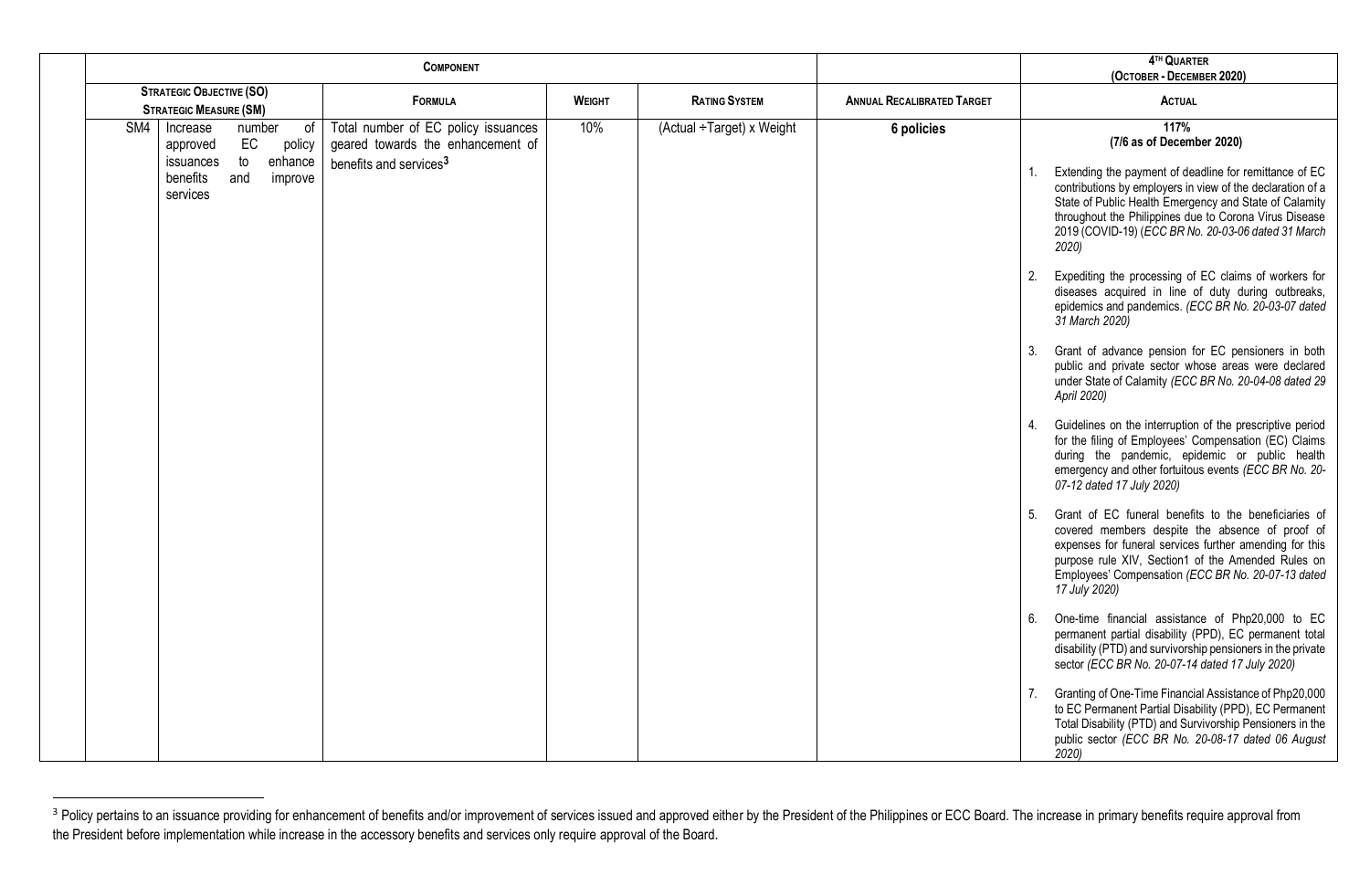| | Component | | | | | | 4th Quarter (October - December 2020) |
|---|---|---|---|---|---|---|---|
| Strategic Objective (SO) Strategic Measure (SM) | | Formula | Weight | Rating System | Annual Recalibrated Target | | Actual |
| SM4 | Increase number of approved EC policy issuances to enhance benefits and improve services | Total number of EC policy issuances geared towards the enhancement of benefits and services[3] | 10% | (Actual ÷Target) x Weight | **6 policies** | | **117%** **(7/6 as of December 2020)** 1. Extending the payment of deadline for remittance of EC contributions by employers in view of the declaration of a State of Public Health Emergency and State of Calamity throughout the Philippines due to Corona Virus Disease 2019 (COVID-19) (*ECC BR No. 20-03-06 dated 31 March 2020)* 2. Expediting the processing of EC claims of workers for diseases acquired in line of duty during outbreaks, epidemics and pandemics. *(ECC BR No. 20-03-07 dated 31 March 2020)* 3. Grant of advance pension for EC pensioners in both public and private sector whose areas were declared under State of Calamity *(ECC BR No. 20-04-08 dated 29 April 2020)* 4. Guidelines on the interruption of the prescriptive period for the filing of Employees' Compensation (EC) Claims during the pandemic, epidemic or public health emergency and other fortuitous events *(ECC BR No. 20-07-12 dated 17 July 2020)* 5. Grant of EC funeral benefits to the beneficiaries of covered members despite the absence of proof of expenses for funeral services further amending for this purpose rule XIV, Section1 of the Amended Rules on Employees' Compensation *(ECC BR No. 20-07-13 dated 17 July 2020)* 6. One-time financial assistance of Php20,000 to EC permanent partial disability (PPD), EC permanent total disability (PTD) and survivorship pensioners in the private sector *(ECC BR No. 20-07-14 dated 17 July 2020)* 7. Granting of One-Time Financial Assistance of Php20,000 to EC Permanent Partial Disability (PPD), EC Permanent Total Disability (PTD) and Survivorship Pensioners in the public sector *(ECC BR No. 20-08-17 dated 06 August 2020)* |

[3] Policy pertains to an issuance providing for enhancement of benefits and/or improvement of services issued and approved either by the President of the Philippines or ECC Board. The increase in primary benefits require approval from the President before implementation while increase in the accessory benefits and services only require approval of the Board.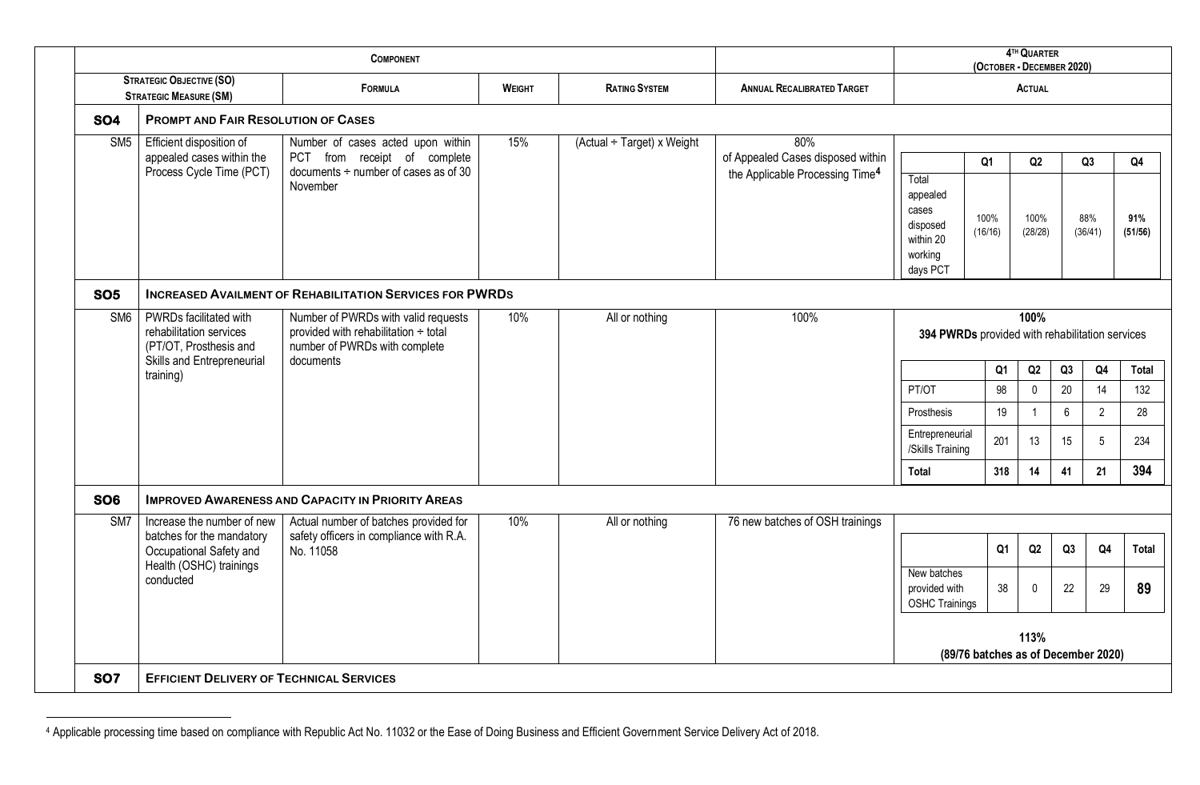| COMPONENT | | | | | | 4TH QUARTER (OCTOBER - DECEMBER 2020) |
|---|---|---|---|---|---|---|
| STRATEGIC OBJECTIVE (SO) STRATEGIC MEASURE (SM) | | FORMULA | WEIGHT | RATING SYSTEM | ANNUAL RECALIBRATED TARGET | ACTUAL |
| **SO4** | **PROMPT AND FAIR RESOLUTION OF CASES** | | | | | |
| SM5 | Efficient disposition of appealed cases within the Process Cycle Time (PCT) | Number of cases acted upon within PCT from receipt of complete documents ÷ number of cases as of 30 November | 15% | (Actual ÷ Target) x Weight | 80% of Appealed Cases disposed within the Applicable Processing Time[4] | Total appealed cases disposed within 20 working days PCT: Q1 100% (16/16); Q2 100% (28/28); Q3 88% (36/41); Q4 **91% (51/56)** |
| **SO5** | **INCREASED AVAILMENT OF REHABILITATION SERVICES FOR PWRDS** | | | | | |
| SM6 | PWRDs facilitated with rehabilitation services (PT/OT, Prosthesis and Skills and Entrepreneurial training) | Number of PWRDs with valid requests provided with rehabilitation ÷ total number of PWRDs with complete documents | 10% | All or nothing | 100% | **100%** **394 PWRDs** provided with rehabilitation services (see breakdown below) |
| **SO6** | **IMPROVED AWARENESS AND CAPACITY IN PRIORITY AREAS** | | | | | |
| SM7 | Increase the number of new batches for the mandatory Occupational Safety and Health (OSHC) trainings conducted | Actual number of batches provided for safety officers in compliance with R.A. No. 11058 | 10% | All or nothing | 76 new batches of OSH trainings | New batches provided with OSHC Trainings: Q1 38; Q2 0; Q3 22; Q4 29; Total **89** — **113%** **(89/76 batches as of December 2020)** |
| **SO7** | **EFFICIENT DELIVERY OF TECHNICAL SERVICES** | | | | | |

SM6 Actual breakdown:

| | Q1 | Q2 | Q3 | Q4 | Total |
|---|---|---|---|---|---|
| PT/OT | 98 | 0 | 20 | 14 | 132 |
| Prosthesis | 19 | 1 | 6 | 2 | 28 |
| Entrepreneurial /Skills Training | 201 | 13 | 15 | 5 | 234 |
| **Total** | **318** | **14** | **41** | **21** | **394** |

SM7 Actual breakdown:

| | Q1 | Q2 | Q3 | Q4 | Total |
|---|---|---|---|---|---|
| New batches provided with OSHC Trainings | 38 | 0 | 22 | 29 | **89** |

[4] Applicable processing time based on compliance with Republic Act No. 11032 or the Ease of Doing Business and Efficient Government Service Delivery Act of 2018.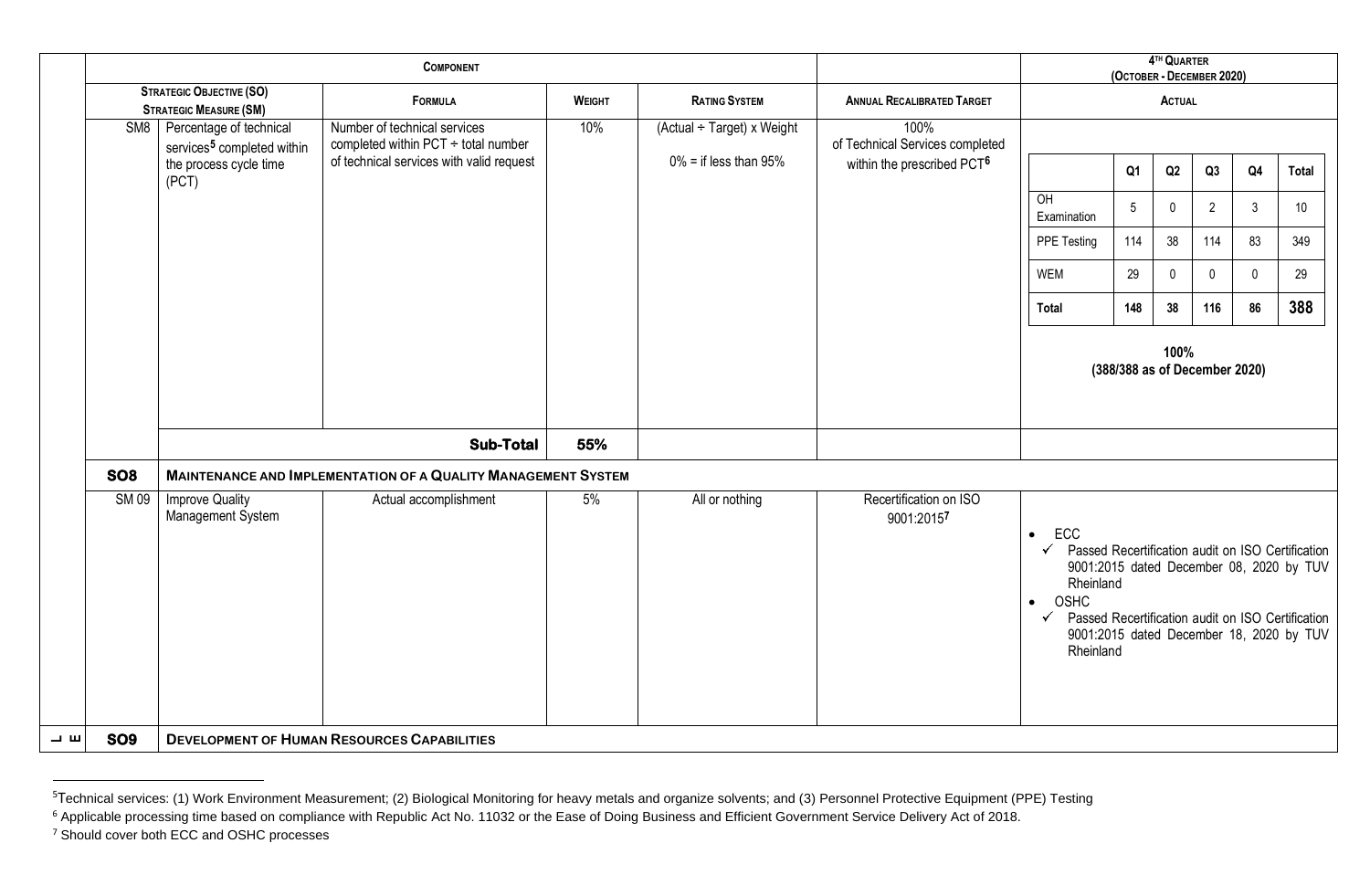| | Component | | | | | 4th Quarter (October - December 2020) |
|---|---|---|---|---|---|---|
| | Strategic Objective (SO) Strategic Measure (SM) | Formula | Weight | Rating System | Annual Recalibrated Target | Actual |
| SM8 | Percentage of technical services[5] completed within the process cycle time (PCT) | Number of technical services completed within PCT ÷ total number of technical services with valid request | 10% | (Actual ÷ Target) x Weight<br><br>0% = if less than 95% | 100% of Technical Services completed within the prescribed PCT[6] | (see table below)<br><br>**100%**<br>**(388/388 as of December 2020)** |
| | | **Sub-Total** | **55%** | | | |
| **SO8** | **Maintenance and Implementation of a Quality Management System** | | | | | |
| SM 09 | Improve Quality Management System | Actual accomplishment | 5% | All or nothing | Recertification on ISO 9001:2015[7] | • ECC<br>✓ Passed Recertification audit on ISO Certification 9001:2015 dated December 08, 2020 by TUV Rheinland<br>• OSHC<br>✓ Passed Recertification audit on ISO Certification 9001:2015 dated December 18, 2020 by TUV Rheinland |
| **SO9** | **Development of Human Resources Capabilities** | | | | | |

SM8 Actual (4th Quarter):

| | Q1 | Q2 | Q3 | Q4 | Total |
|---|---|---|---|---|---|
| OH Examination | 5 | 0 | 2 | 3 | 10 |
| PPE Testing | 114 | 38 | 114 | 83 | 349 |
| WEM | 29 | 0 | 0 | 0 | 29 |
| **Total** | **148** | **38** | **116** | **86** | **388** |

---

[5] Technical services: (1) Work Environment Measurement; (2) Biological Monitoring for heavy metals and organize solvents; and (3) Personnel Protective Equipment (PPE) Testing

[6] Applicable processing time based on compliance with Republic Act No. 11032 or the Ease of Doing Business and Efficient Government Service Delivery Act of 2018.

[7] Should cover both ECC and OSHC processes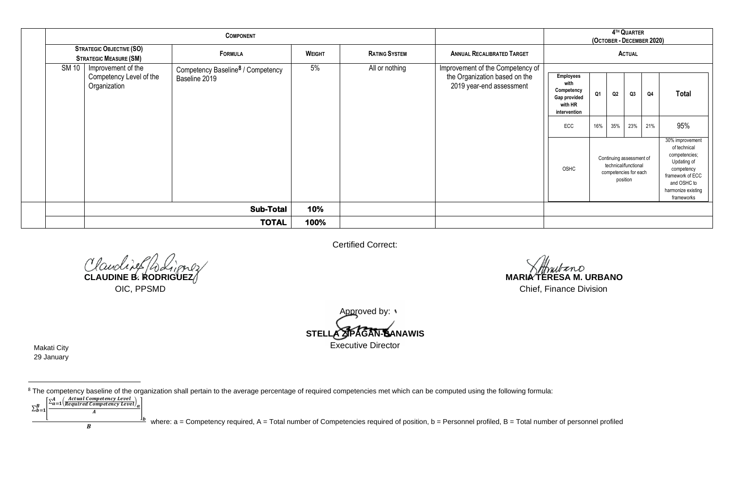| | Component | | | | | | 4th Quarter (October - December 2020) |
|---|---|---|---|---|---|---|---|
| | Strategic Objective (SO) Strategic Measure (SM) | | Formula | Weight | Rating System | Annual Recalibrated Target | Actual |
| SM 10 | Improvement of the Competency Level of the Organization | | Competency Baseline[8] / Competency Baseline 2019 | 5% | All or nothing | Improvement of the Competency of the Organization based on the 2019 year-end assessment | (see nested table below) |
| | | | Sub-Total | 10% | | | |
| | | | TOTAL | 100% | | | |

| Employees with Competency Gap provided with HR intervention | Q1 | Q2 | Q3 | Q4 | Total |
|---|---|---|---|---|---|
| ECC | 16% | 35% | 23% | 21% | 95% |
| OSHC | Continuing assessment of technical/functional competencies for each position | | | | 30% improvement of technical competencies; Updating of competency framework of ECC and OSHC to harmonize existing frameworks |

Certified Correct:

**CLAUDINE B. RODRIGUEZ**
OIC, PPSMD

**MARIA TERESA M. URBANO**
Chief, Finance Division

Approved by:

**STELLA ZIPAGAN-BANAWIS**
Executive Director

Makati City
29 January

[8] The competency baseline of the organization shall pertain to the average percentage of required competencies met which can be computed using the following formula:

$$\frac{\sum_{b=1}^{B}\left[\frac{\sum_{a=1}^{A}\left(\frac{Actual\ Competency\ Level}{Required\ Competency\ Level}\right)_a}{A}\right]_b}{B}$$

where: a = Competency required, A = Total number of Competencies required of position, b = Personnel profiled, B = Total number of personnel profiled